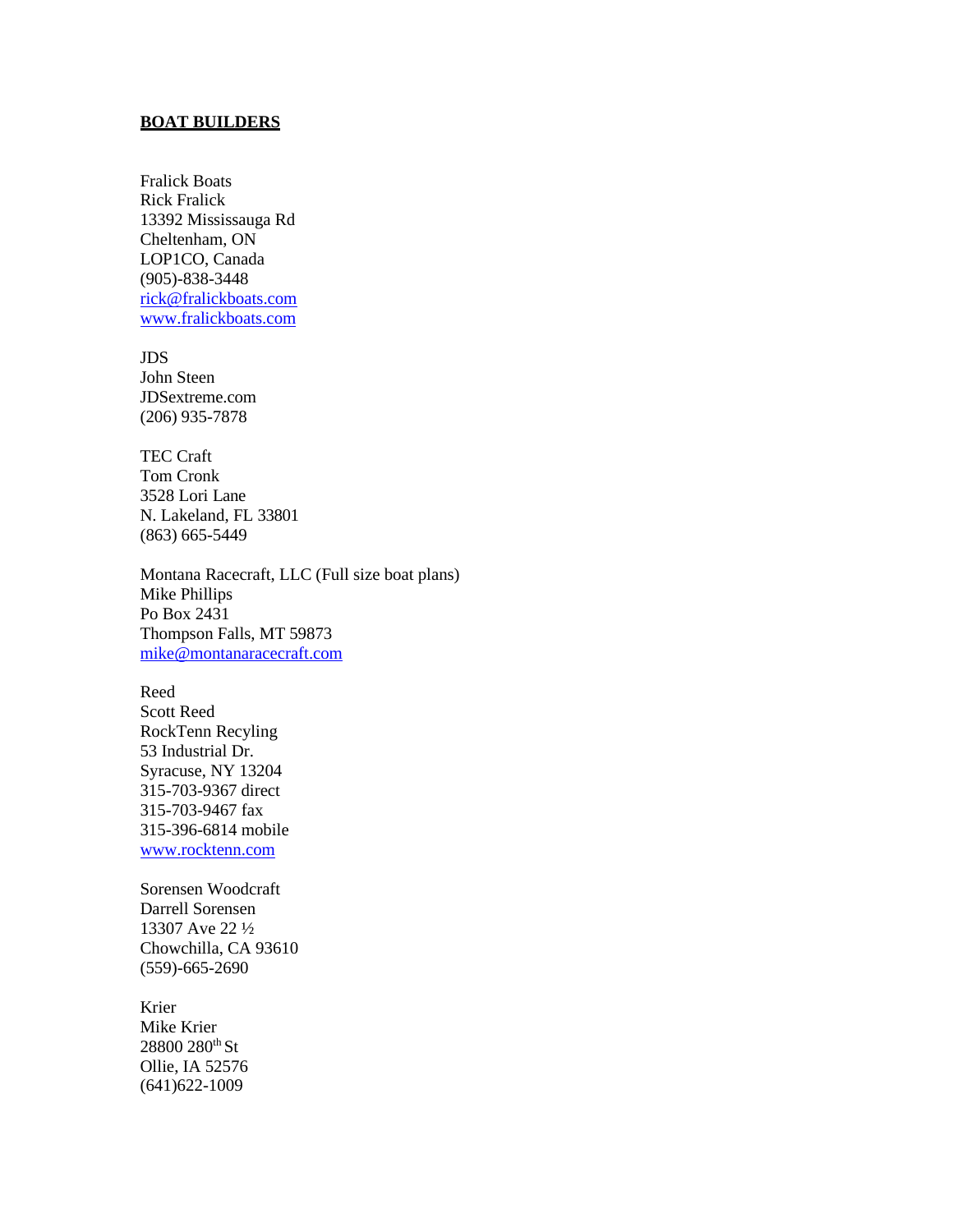## **BOAT BUILDERS**

Fralick Boats
Rick Fralick
13392 Mississauga Rd
Cheltenham, ON
LOP1CO, Canada
(905)-838-3448
rick@fralickboats.com
www.fralickboats.com

JDS
John Steen
JDSextreme.com
(206) 935-7878

TEC Craft
Tom Cronk
3528 Lori Lane
N. Lakeland, FL 33801
(863) 665-5449

Montana Racecraft, LLC (Full size boat plans)
Mike Phillips
Po Box 2431
Thompson Falls, MT 59873
mike@montanaracecraft.com

Reed
Scott Reed
RockTenn Recyling
53 Industrial Dr.
Syracuse, NY 13204
315-703-9367 direct
315-703-9467 fax
315-396-6814 mobile
www.rocktenn.com

Sorensen Woodcraft
Darrell Sorensen
13307 Ave 22 ½
Chowchilla, CA 93610
(559)-665-2690

Krier
Mike Krier
28800 280th St
Ollie, IA 52576
(641)622-1009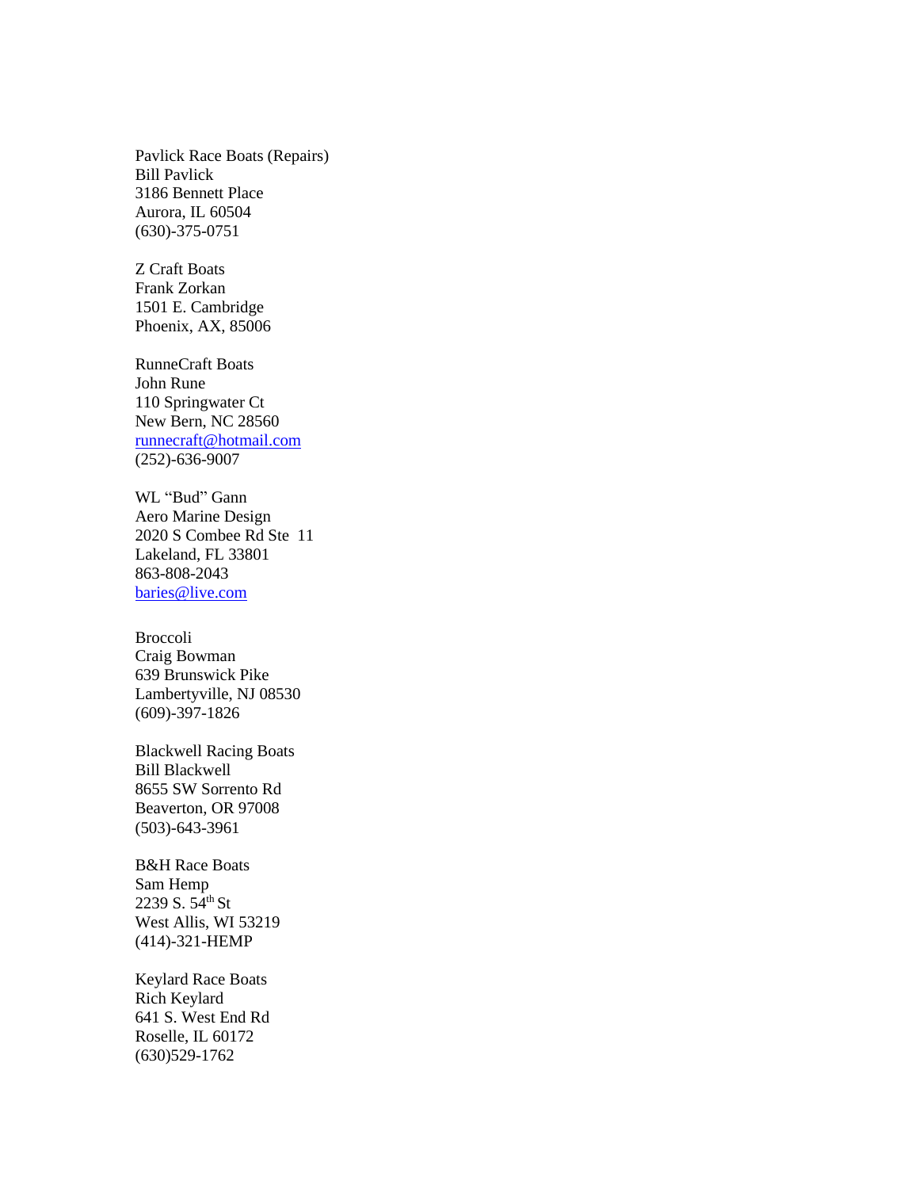Pavlick Race Boats (Repairs)
Bill Pavlick
3186 Bennett Place
Aurora, IL 60504
(630)-375-0751

Z Craft Boats
Frank Zorkan
1501 E. Cambridge
Phoenix, AX, 85006

RunneCraft Boats
John Rune
110 Springwater Ct
New Bern, NC 28560
runnecraft@hotmail.com
(252)-636-9007

WL “Bud” Gann
Aero Marine Design
2020 S Combee Rd Ste 11
Lakeland, FL 33801
863-808-2043
baries@live.com

Broccoli
Craig Bowman
639 Brunswick Pike
Lambertyville, NJ 08530
(609)-397-1826

Blackwell Racing Boats
Bill Blackwell
8655 SW Sorrento Rd
Beaverton, OR 97008
(503)-643-3961

B&H Race Boats
Sam Hemp
2239 S. 54th St
West Allis, WI 53219
(414)-321-HEMP

Keylard Race Boats
Rich Keylard
641 S. West End Rd
Roselle, IL 60172
(630)529-1762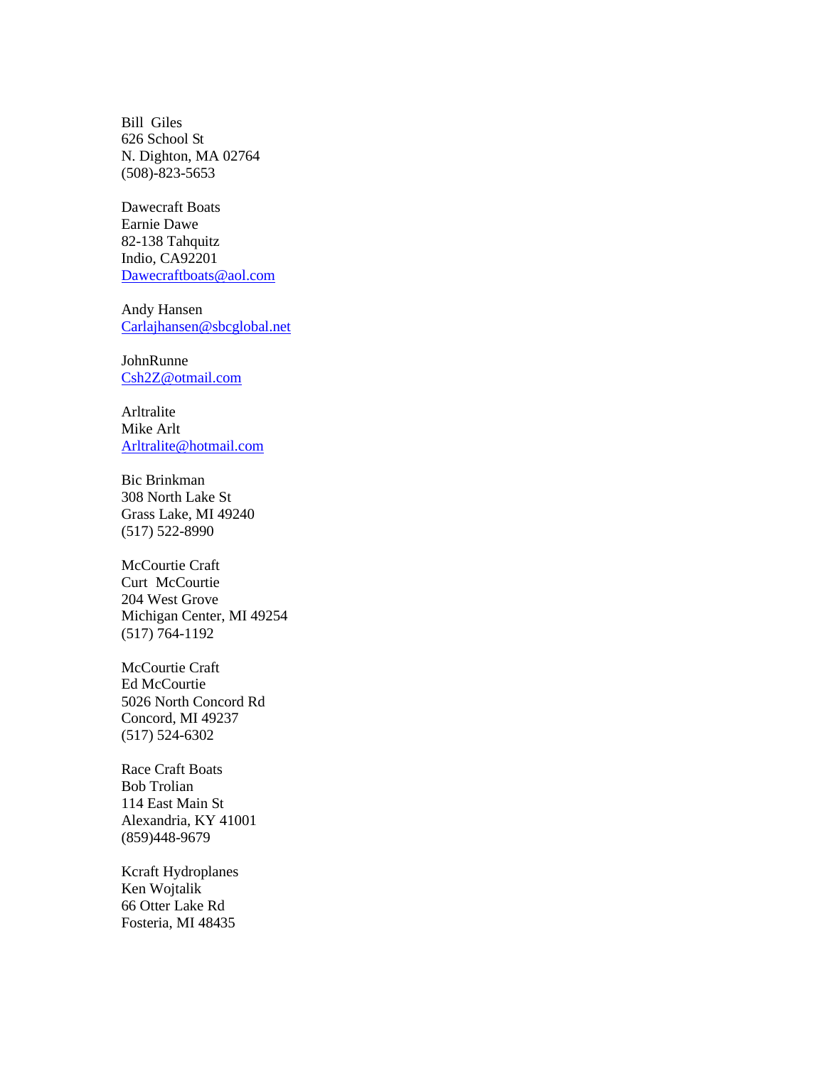Bill  Giles
626 School St
N. Dighton, MA 02764
(508)-823-5653

Dawecraft Boats
Earnie Dawe
82-138 Tahquitz
Indio, CA92201
Dawecraftboats@aol.com

Andy Hansen
Carlajhansen@sbcglobal.net

JohnRunne
Csh2Z@otmail.com

Arltralite
Mike Arlt
Arltralite@hotmail.com

Bic Brinkman
308 North Lake St
Grass Lake, MI 49240
(517) 522-8990

McCourtie Craft
Curt  McCourtie
204 West Grove
Michigan Center, MI 49254
(517) 764-1192

McCourtie Craft
Ed McCourtie
5026 North Concord Rd
Concord, MI 49237
(517) 524-6302

Race Craft Boats
Bob Trolian
114 East Main St
Alexandria, KY 41001
(859)448-9679

Kcraft Hydroplanes
Ken Wojtalik
66 Otter Lake Rd
Fosteria, MI 48435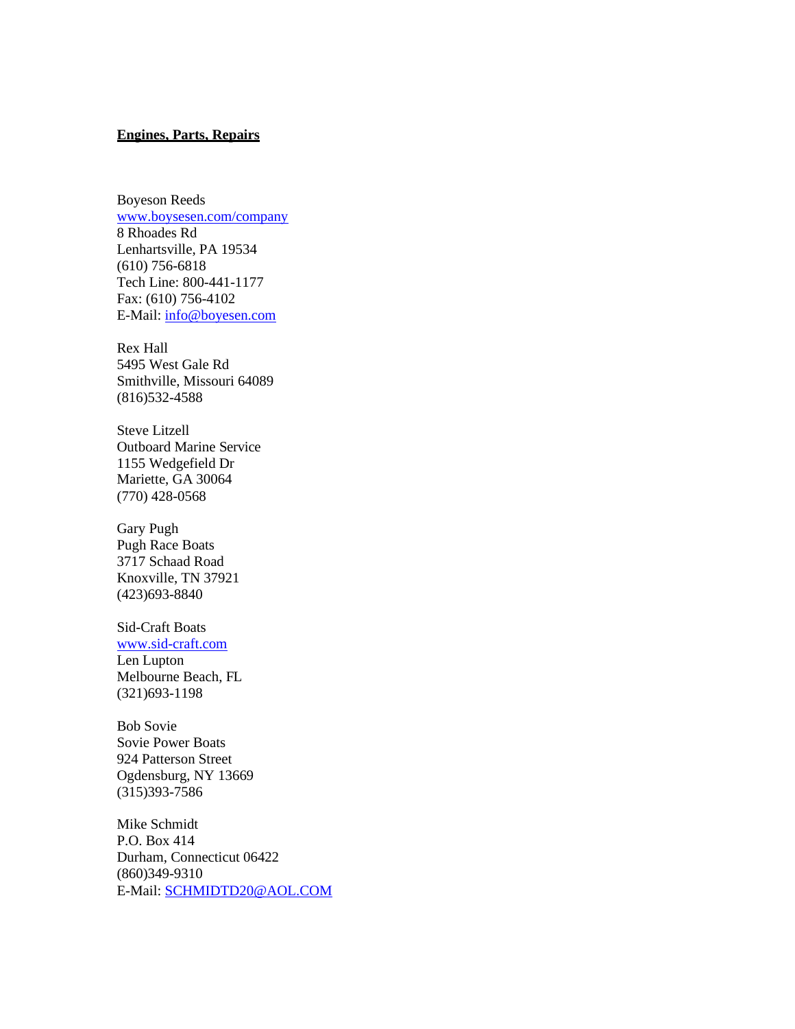**Engines, Parts, Repairs**

Boyeson Reeds
www.boysesen.com/company
8 Rhoades Rd
Lenhartsville, PA 19534
(610) 756-6818
Tech Line: 800-441-1177
Fax: (610) 756-4102
E-Mail: info@boyesen.com

Rex Hall
5495 West Gale Rd
Smithville, Missouri 64089
(816)532-4588

Steve Litzell
Outboard Marine Service
1155 Wedgefield Dr
Mariette, GA 30064
(770) 428-0568

Gary Pugh
Pugh Race Boats
3717 Schaad Road
Knoxville, TN 37921
(423)693-8840

Sid-Craft Boats
www.sid-craft.com
Len Lupton
Melbourne Beach, FL
(321)693-1198

Bob Sovie
Sovie Power Boats
924 Patterson Street
Ogdensburg, NY 13669
(315)393-7586

Mike Schmidt
P.O. Box 414
Durham, Connecticut 06422
(860)349-9310
E-Mail: SCHMIDTD20@AOL.COM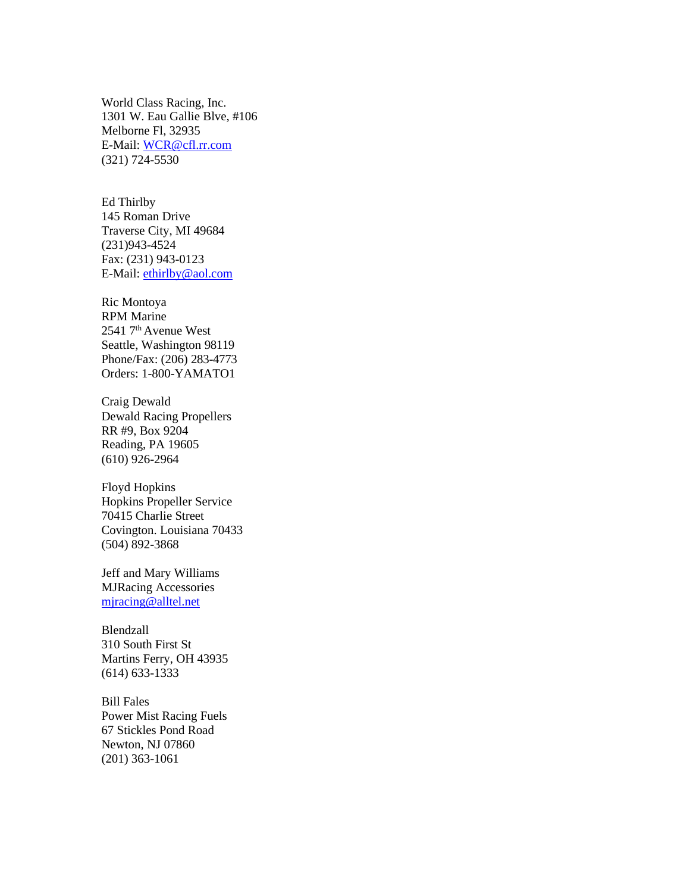World Class Racing, Inc.
1301 W. Eau Gallie Blve, #106
Melborne Fl, 32935
E-Mail: WCR@cfl.rr.com
(321) 724-5530

Ed Thirlby
145 Roman Drive
Traverse City, MI 49684
(231)943-4524
Fax: (231) 943-0123
E-Mail: ethirlby@aol.com

Ric Montoya
RPM Marine
2541 7th Avenue West
Seattle, Washington 98119
Phone/Fax: (206) 283-4773
Orders: 1-800-YAMATO1

Craig Dewald
Dewald Racing Propellers
RR #9, Box 9204
Reading, PA 19605
(610) 926-2964

Floyd Hopkins
Hopkins Propeller Service
70415 Charlie Street
Covington. Louisiana 70433
(504) 892-3868

Jeff and Mary Williams
MJRacing Accessories
mjracing@alltel.net

Blendzall
310 South First St
Martins Ferry, OH 43935
(614) 633-1333

Bill Fales
Power Mist Racing Fuels
67 Stickles Pond Road
Newton, NJ 07860
(201) 363-1061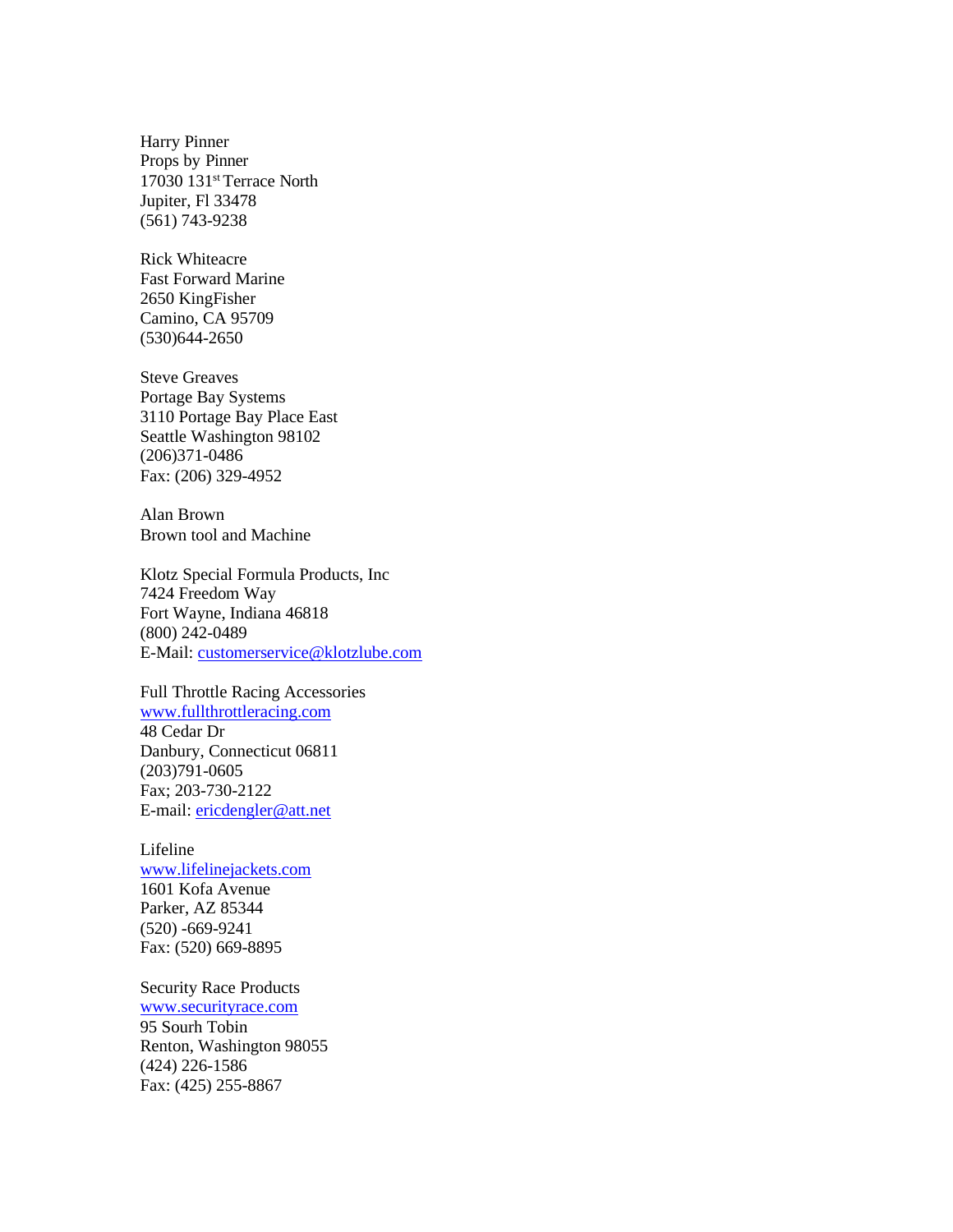Harry Pinner  
Props by Pinner  
17030 131st Terrace North  
Jupiter, Fl 33478  
(561) 743-9238

Rick Whiteacre  
Fast Forward Marine  
2650 KingFisher  
Camino, CA 95709  
(530)644-2650

Steve Greaves  
Portage Bay Systems  
3110 Portage Bay Place East  
Seattle Washington 98102  
(206)371-0486  
Fax: (206) 329-4952

Alan Brown  
Brown tool and Machine

Klotz Special Formula Products, Inc  
7424 Freedom Way  
Fort Wayne, Indiana 46818  
(800) 242-0489  
E-Mail: customerservice@klotzlube.com

Full Throttle Racing Accessories  
www.fullthrottleracing.com  
48 Cedar Dr  
Danbury, Connecticut 06811  
(203)791-0605  
Fax; 203-730-2122  
E-mail: ericdengler@att.net

Lifeline  
www.lifelinejackets.com  
1601 Kofa Avenue  
Parker, AZ 85344  
(520) -669-9241  
Fax: (520) 669-8895

Security Race Products  
www.securityrace.com  
95 Sourh Tobin  
Renton, Washington 98055  
(424) 226-1586  
Fax: (425) 255-8867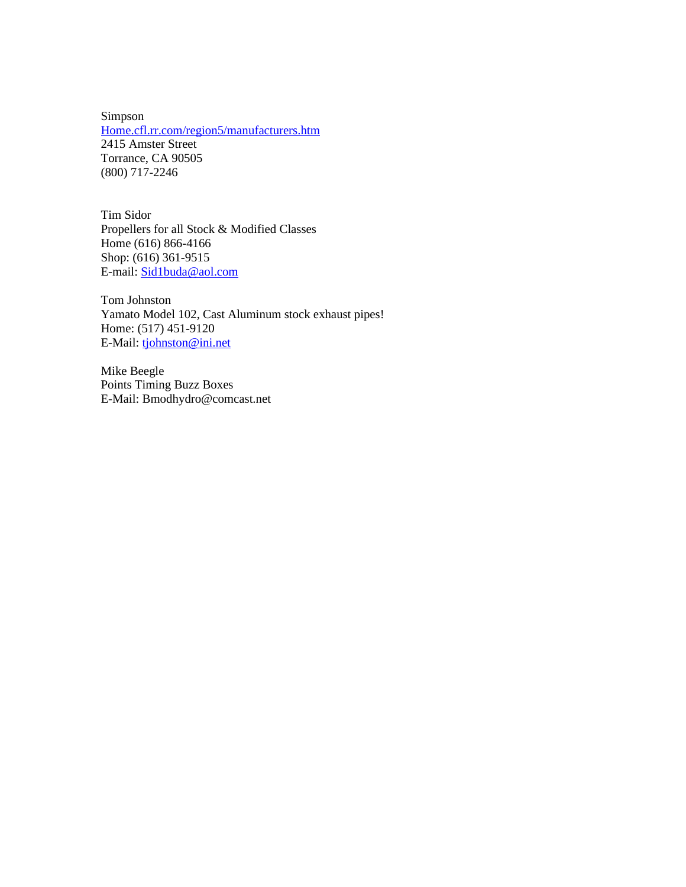Simpson
Home.cfl.rr.com/region5/manufacturers.htm
2415 Amster Street
Torrance, CA 90505
(800) 717-2246

Tim Sidor
Propellers for all Stock & Modified Classes
Home (616) 866-4166
Shop: (616) 361-9515
E-mail: Sid1buda@aol.com

Tom Johnston
Yamato Model 102, Cast Aluminum stock exhaust pipes!
Home: (517) 451-9120
E-Mail: tjohnston@ini.net

Mike Beegle
Points Timing Buzz Boxes
E-Mail: Bmodhydro@comcast.net